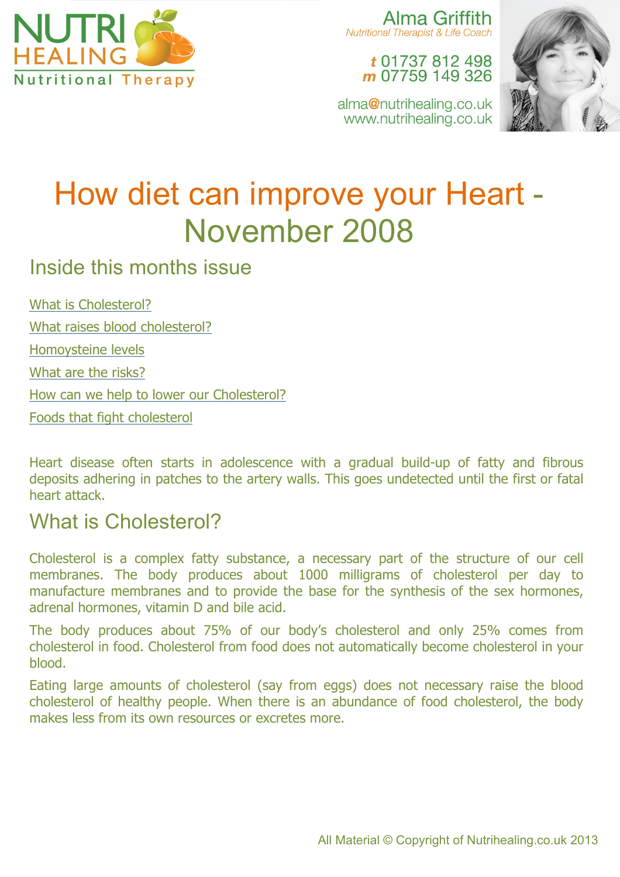NUTRI HEALING Nutritional Therapy

Alma Griffith
*Nutritional Therapist & Life Coach*

**t** 01737 812 498
**m** 07759 149 326

alma@nutrihealing.co.uk
www.nutrihealing.co.uk

# How diet can improve your Heart - November 2008

## Inside this months issue

What is Cholesterol?

What raises blood cholesterol?

Homoysteine levels

What are the risks?

How can we help to lower our Cholesterol?

Foods that fight cholesterol

Heart disease often starts in adolescence with a gradual build-up of fatty and fibrous deposits adhering in patches to the artery walls. This goes undetected until the first or fatal heart attack.

## What is Cholesterol?

Cholesterol is a complex fatty substance, a necessary part of the structure of our cell membranes. The body produces about 1000 milligrams of cholesterol per day to manufacture membranes and to provide the base for the synthesis of the sex hormones, adrenal hormones, vitamin D and bile acid.

The body produces about 75% of our body's cholesterol and only 25% comes from cholesterol in food. Cholesterol from food does not automatically become cholesterol in your blood.

Eating large amounts of cholesterol (say from eggs) does not necessary raise the blood cholesterol of healthy people. When there is an abundance of food cholesterol, the body makes less from its own resources or excretes more.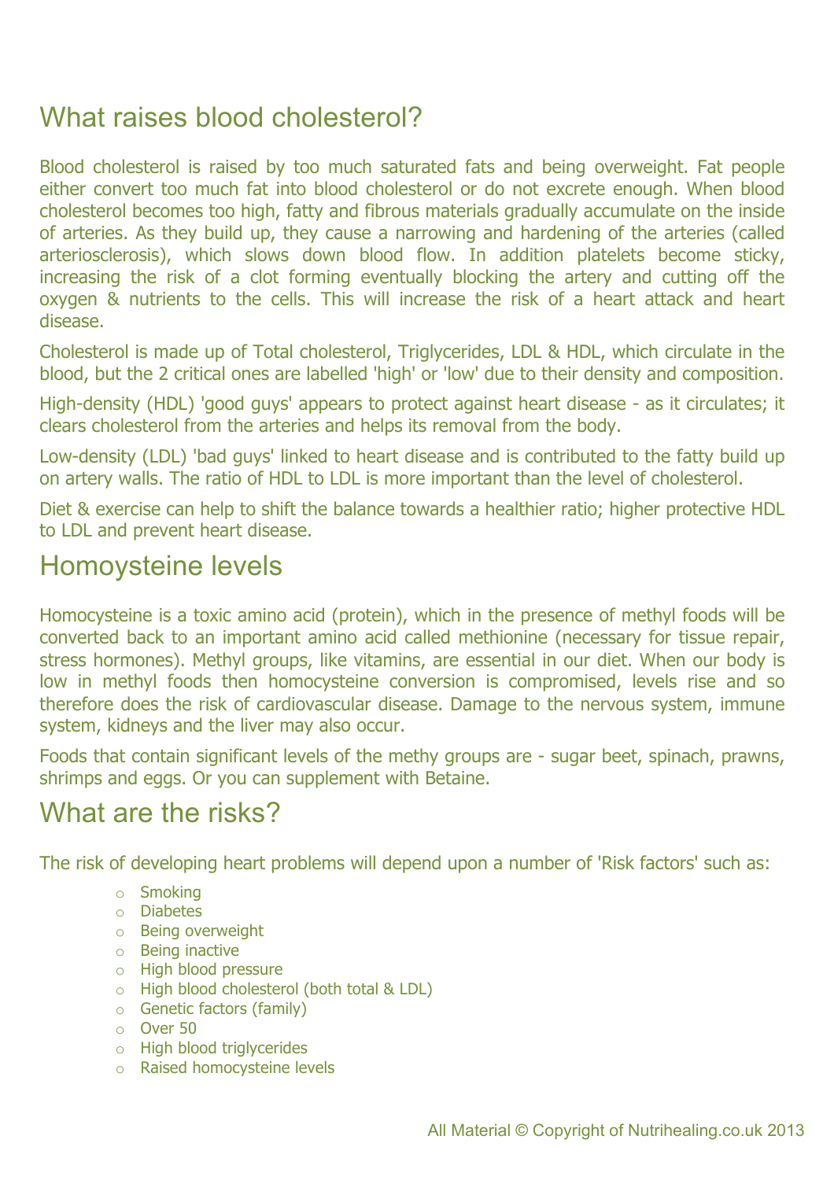## What raises blood cholesterol?

Blood cholesterol is raised by too much saturated fats and being overweight. Fat people either convert too much fat into blood cholesterol or do not excrete enough. When blood cholesterol becomes too high, fatty and fibrous materials gradually accumulate on the inside of arteries. As they build up, they cause a narrowing and hardening of the arteries (called arteriosclerosis), which slows down blood flow. In addition platelets become sticky, increasing the risk of a clot forming eventually blocking the artery and cutting off the oxygen & nutrients to the cells. This will increase the risk of a heart attack and heart disease.

Cholesterol is made up of Total cholesterol, Triglycerides, LDL & HDL, which circulate in the blood, but the 2 critical ones are labelled 'high' or 'low' due to their density and composition.

High-density (HDL) 'good guys' appears to protect against heart disease - as it circulates; it clears cholesterol from the arteries and helps its removal from the body.

Low-density (LDL) 'bad guys' linked to heart disease and is contributed to the fatty build up on artery walls. The ratio of HDL to LDL is more important than the level of cholesterol.

Diet & exercise can help to shift the balance towards a healthier ratio; higher protective HDL to LDL and prevent heart disease.

## Homoysteine levels

Homocysteine is a toxic amino acid (protein), which in the presence of methyl foods will be converted back to an important amino acid called methionine (necessary for tissue repair, stress hormones). Methyl groups, like vitamins, are essential in our diet. When our body is low in methyl foods then homocysteine conversion is compromised, levels rise and so therefore does the risk of cardiovascular disease. Damage to the nervous system, immune system, kidneys and the liver may also occur.

Foods that contain significant levels of the methy groups are - sugar beet, spinach, prawns, shrimps and eggs. Or you can supplement with Betaine.

## What are the risks?

The risk of developing heart problems will depend upon a number of 'Risk factors' such as:

- Smoking
- Diabetes
- Being overweight
- Being inactive
- High blood pressure
- High blood cholesterol (both total & LDL)
- Genetic factors (family)
- Over 50
- High blood triglycerides
- Raised homocysteine levels

All Material © Copyright of Nutrihealing.co.uk 2013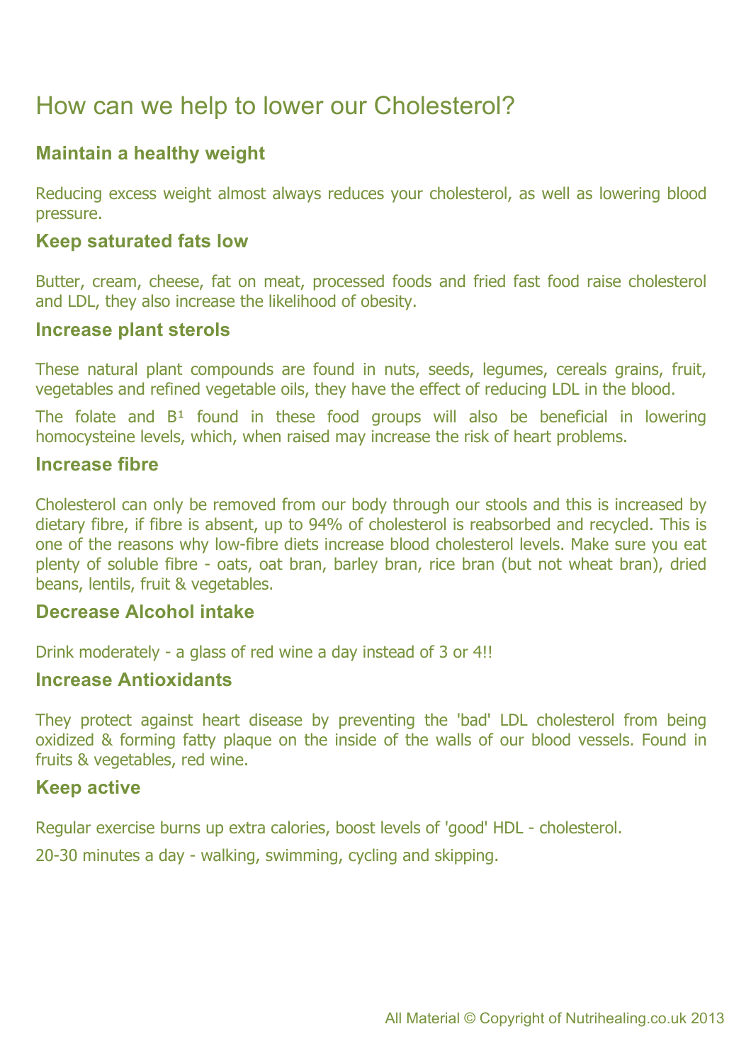# How can we help to lower our Cholesterol?

## Maintain a healthy weight

Reducing excess weight almost always reduces your cholesterol, as well as lowering blood pressure.

## Keep saturated fats low

Butter, cream, cheese, fat on meat, processed foods and fried fast food raise cholesterol and LDL, they also increase the likelihood of obesity.

## Increase plant sterols

These natural plant compounds are found in nuts, seeds, legumes, cereals grains, fruit, vegetables and refined vegetable oils, they have the effect of reducing LDL in the blood.

The folate and $B^1$ found in these food groups will also be beneficial in lowering homocysteine levels, which, when raised may increase the risk of heart problems.

## Increase fibre

Cholesterol can only be removed from our body through our stools and this is increased by dietary fibre, if fibre is absent, up to 94% of cholesterol is reabsorbed and recycled. This is one of the reasons why low-fibre diets increase blood cholesterol levels. Make sure you eat plenty of soluble fibre - oats, oat bran, barley bran, rice bran (but not wheat bran), dried beans, lentils, fruit & vegetables.

## Decrease Alcohol intake

Drink moderately - a glass of red wine a day instead of 3 or 4!!

## Increase Antioxidants

They protect against heart disease by preventing the 'bad' LDL cholesterol from being oxidized & forming fatty plaque on the inside of the walls of our blood vessels. Found in fruits & vegetables, red wine.

## Keep active

Regular exercise burns up extra calories, boost levels of 'good' HDL - cholesterol.

20-30 minutes a day - walking, swimming, cycling and skipping.

All Material © Copyright of Nutrihealing.co.uk 2013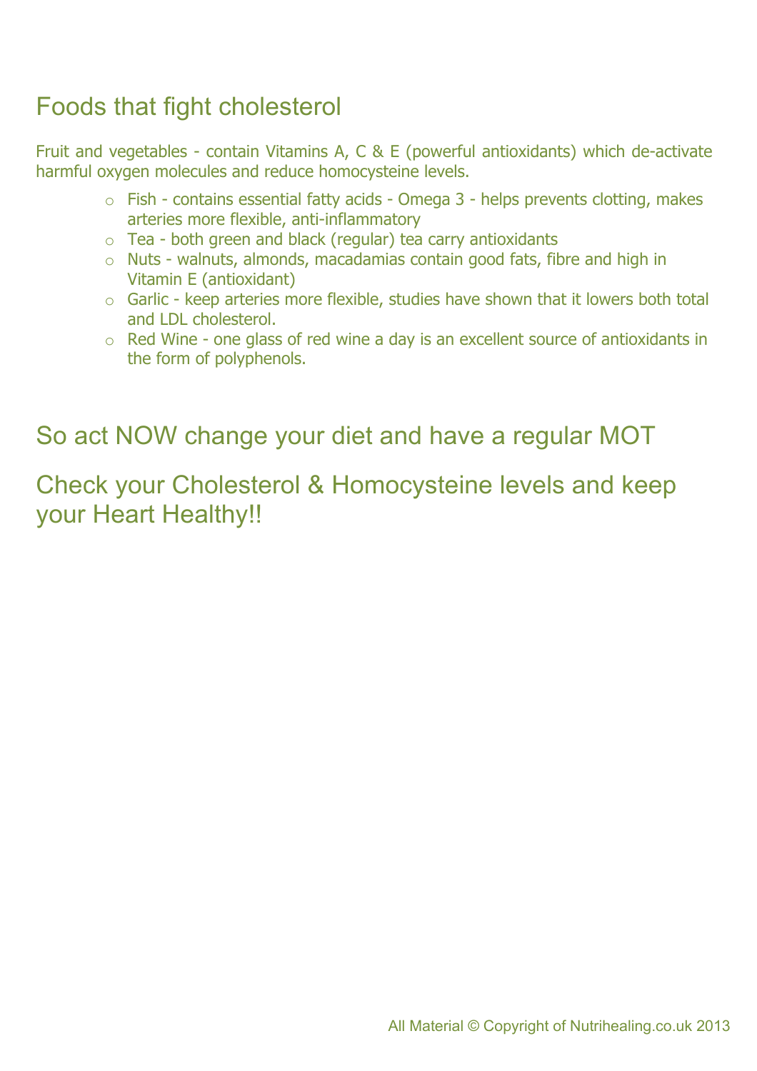## Foods that fight cholesterol

Fruit and vegetables - contain Vitamins A, C & E (powerful antioxidants) which de-activate harmful oxygen molecules and reduce homocysteine levels.

- Fish - contains essential fatty acids - Omega 3 - helps prevents clotting, makes arteries more flexible, anti-inflammatory
- Tea - both green and black (regular) tea carry antioxidants
- Nuts - walnuts, almonds, macadamias contain good fats, fibre and high in Vitamin E (antioxidant)
- Garlic - keep arteries more flexible, studies have shown that it lowers both total and LDL cholesterol.
- Red Wine - one glass of red wine a day is an excellent source of antioxidants in the form of polyphenols.

## So act NOW change your diet and have a regular MOT

## Check your Cholesterol & Homocysteine levels and keep your Heart Healthy!!

All Material © Copyright of Nutrihealing.co.uk 2013